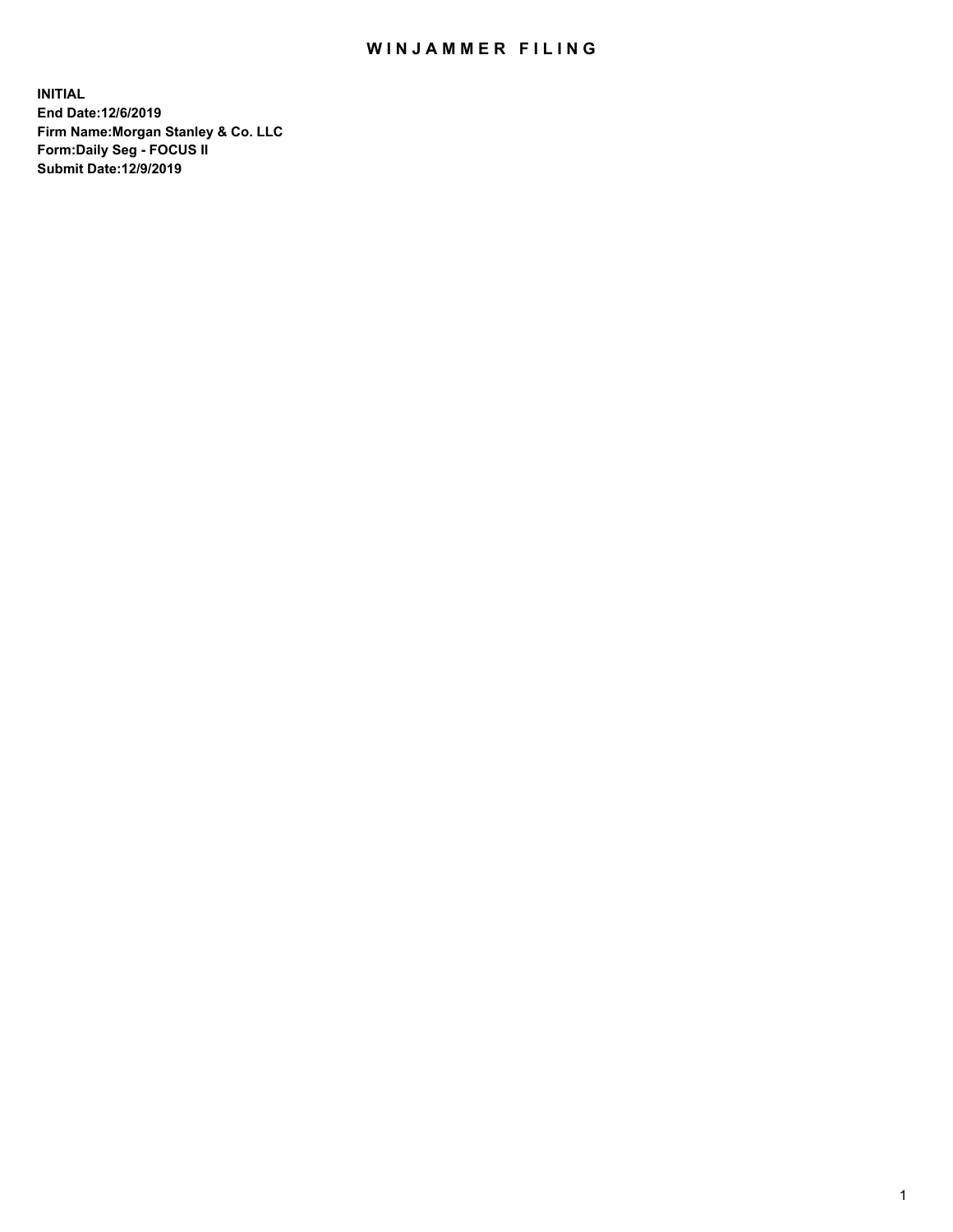# WINJAMMER FILING

**INITIAL**
**End Date:12/6/2019**
**Firm Name:Morgan Stanley & Co. LLC**
**Form:Daily Seg - FOCUS II**
**Submit Date:12/9/2019**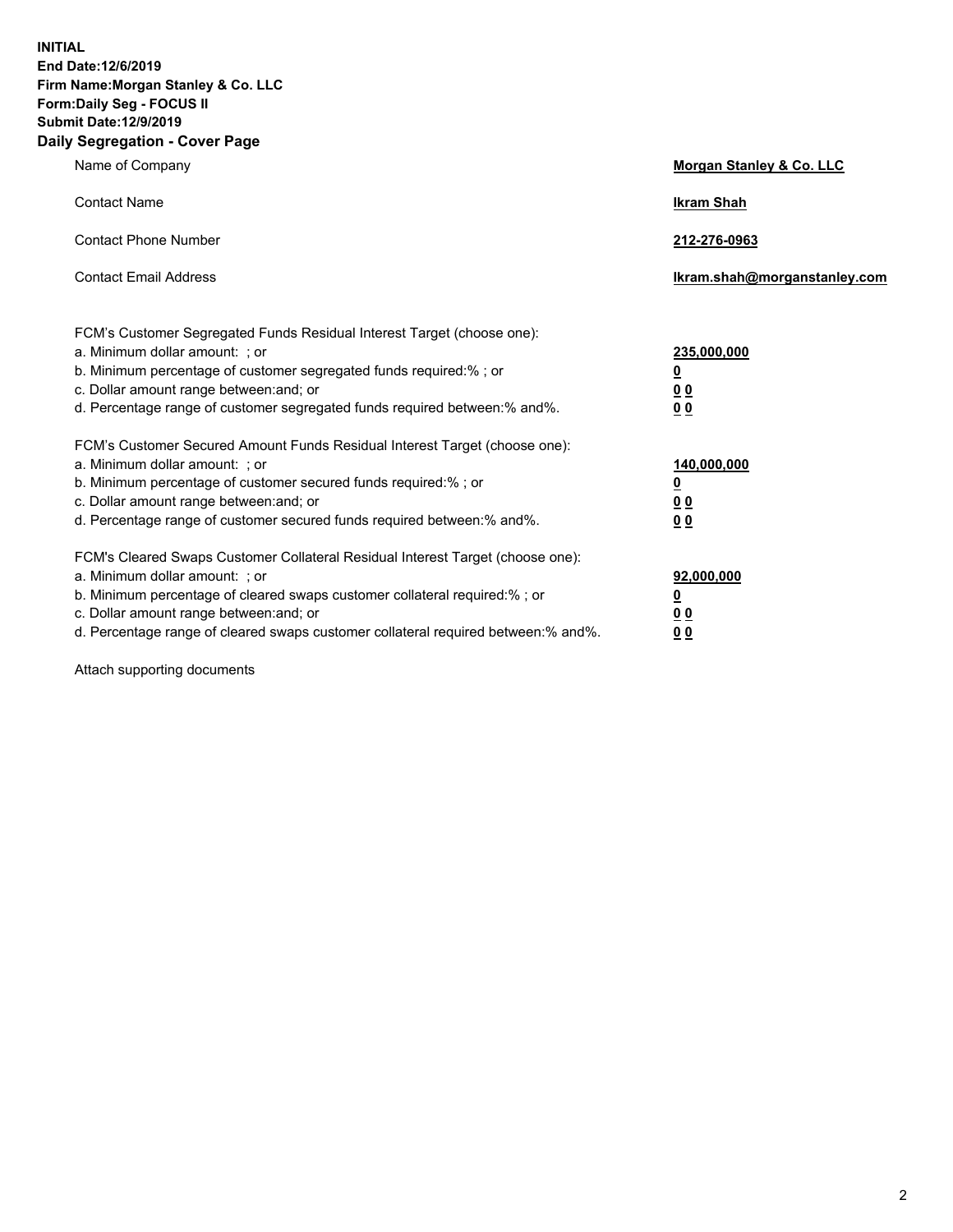**INITIAL**
**End Date:12/6/2019**
**Firm Name:Morgan Stanley & Co. LLC**
**Form:Daily Seg - FOCUS II**
**Submit Date:12/9/2019**
**Daily Segregation - Cover Page**

| | |
|---|---|
| Name of Company | **Morgan Stanley & Co. LLC** |
| Contact Name | **Ikram Shah** |
| Contact Phone Number | **212-276-0963** |
| Contact Email Address | **Ikram.shah@morganstanley.com** |

FCM's Customer Segregated Funds Residual Interest Target (choose one):

| | |
|---|---|
| a. Minimum dollar amount: ; or | **235,000,000** |
| b. Minimum percentage of customer segregated funds required:% ; or | **0** |
| c. Dollar amount range between:and; or | **0 0** |
| d. Percentage range of customer segregated funds required between:% and%. | **0 0** |

FCM's Customer Secured Amount Funds Residual Interest Target (choose one):

| | |
|---|---|
| a. Minimum dollar amount: ; or | **140,000,000** |
| b. Minimum percentage of customer secured funds required:% ; or | **0** |
| c. Dollar amount range between:and; or | **0 0** |
| d. Percentage range of customer secured funds required between:% and%. | **0 0** |

FCM's Cleared Swaps Customer Collateral Residual Interest Target (choose one):

| | |
|---|---|
| a. Minimum dollar amount: ; or | **92,000,000** |
| b. Minimum percentage of cleared swaps customer collateral required:% ; or | **0** |
| c. Dollar amount range between:and; or | **0 0** |
| d. Percentage range of cleared swaps customer collateral required between:% and%. | **0 0** |

Attach supporting documents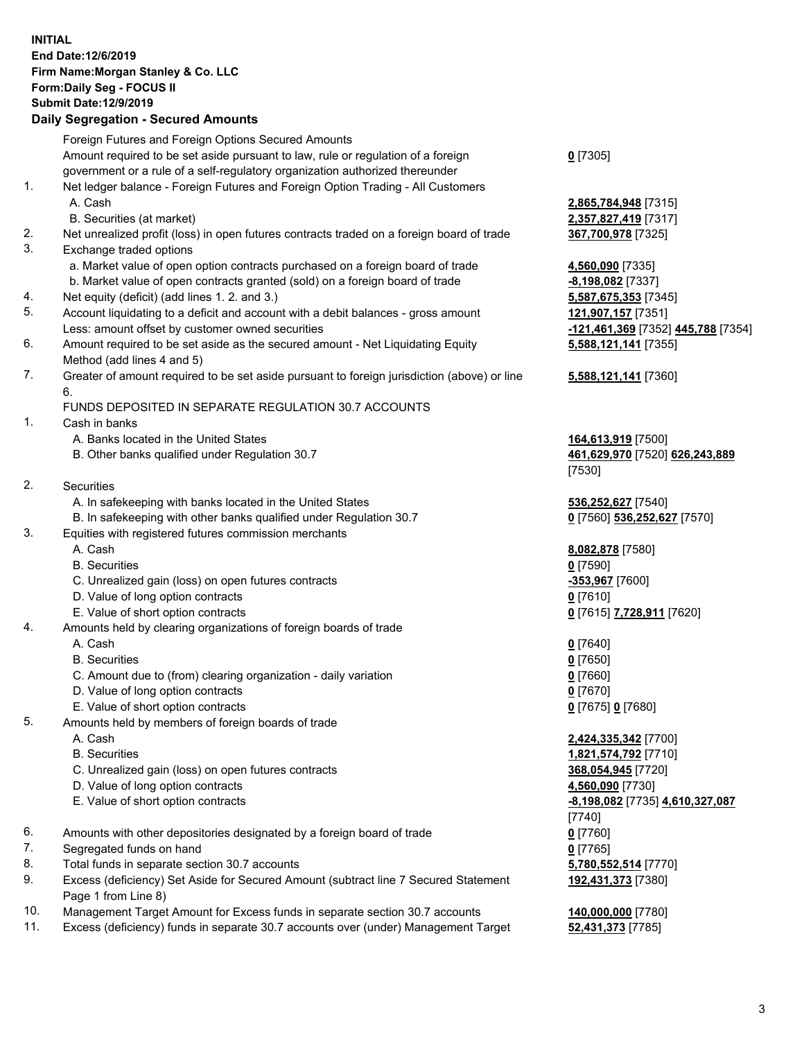**INITIAL**
**End Date:12/6/2019**
**Firm Name:Morgan Stanley & Co. LLC**
**Form:Daily Seg - FOCUS II**
**Submit Date:12/9/2019**

## Daily Segregation - Secured Amounts

| | | |
|---|---|---|
| | Foreign Futures and Foreign Options Secured Amounts | |
| | Amount required to be set aside pursuant to law, rule or regulation of a foreign government or a rule of a self-regulatory organization authorized thereunder | **0** [7305] |
| 1. | Net ledger balance - Foreign Futures and Foreign Option Trading - All Customers | |
| | A. Cash | **2,865,784,948** [7315] |
| | B. Securities (at market) | **2,357,827,419** [7317] |
| 2. | Net unrealized profit (loss) in open futures contracts traded on a foreign board of trade | **367,700,978** [7325] |
| 3. | Exchange traded options | |
| | a. Market value of open option contracts purchased on a foreign board of trade | **4,560,090** [7335] |
| | b. Market value of open contracts granted (sold) on a foreign board of trade | **-8,198,082** [7337] |
| 4. | Net equity (deficit) (add lines 1. 2. and 3.) | **5,587,675,353** [7345] |
| 5. | Account liquidating to a deficit and account with a debit balances - gross amount | **121,907,157** [7351] |
| | Less: amount offset by customer owned securities | **-121,461,369** [7352] **445,788** [7354] |
| 6. | Amount required to be set aside as the secured amount - Net Liquidating Equity Method (add lines 4 and 5) | **5,588,121,141** [7355] |
| 7. | Greater of amount required to be set aside pursuant to foreign jurisdiction (above) or line 6. | **5,588,121,141** [7360] |
| | FUNDS DEPOSITED IN SEPARATE REGULATION 30.7 ACCOUNTS | |
| 1. | Cash in banks | |
| | A. Banks located in the United States | **164,613,919** [7500] |
| | B. Other banks qualified under Regulation 30.7 | **461,629,970** [7520] **626,243,889** [7530] |
| 2. | Securities | |
| | A. In safekeeping with banks located in the United States | **536,252,627** [7540] |
| | B. In safekeeping with other banks qualified under Regulation 30.7 | **0** [7560] **536,252,627** [7570] |
| 3. | Equities with registered futures commission merchants | |
| | A. Cash | **8,082,878** [7580] |
| | B. Securities | **0** [7590] |
| | C. Unrealized gain (loss) on open futures contracts | **-353,967** [7600] |
| | D. Value of long option contracts | **0** [7610] |
| | E. Value of short option contracts | **0** [7615] **7,728,911** [7620] |
| 4. | Amounts held by clearing organizations of foreign boards of trade | |
| | A. Cash | **0** [7640] |
| | B. Securities | **0** [7650] |
| | C. Amount due to (from) clearing organization - daily variation | **0** [7660] |
| | D. Value of long option contracts | **0** [7670] |
| | E. Value of short option contracts | **0** [7675] **0** [7680] |
| 5. | Amounts held by members of foreign boards of trade | |
| | A. Cash | **2,424,335,342** [7700] |
| | B. Securities | **1,821,574,792** [7710] |
| | C. Unrealized gain (loss) on open futures contracts | **368,054,945** [7720] |
| | D. Value of long option contracts | **4,560,090** [7730] |
| | E. Value of short option contracts | **-8,198,082** [7735] **4,610,327,087** [7740] |
| 6. | Amounts with other depositories designated by a foreign board of trade | **0** [7760] |
| 7. | Segregated funds on hand | **0** [7765] |
| 8. | Total funds in separate section 30.7 accounts | **5,780,552,514** [7770] |
| 9. | Excess (deficiency) Set Aside for Secured Amount (subtract line 7 Secured Statement Page 1 from Line 8) | **192,431,373** [7380] |
| 10. | Management Target Amount for Excess funds in separate section 30.7 accounts | **140,000,000** [7780] |
| 11. | Excess (deficiency) funds in separate 30.7 accounts over (under) Management Target | **52,431,373** [7785] |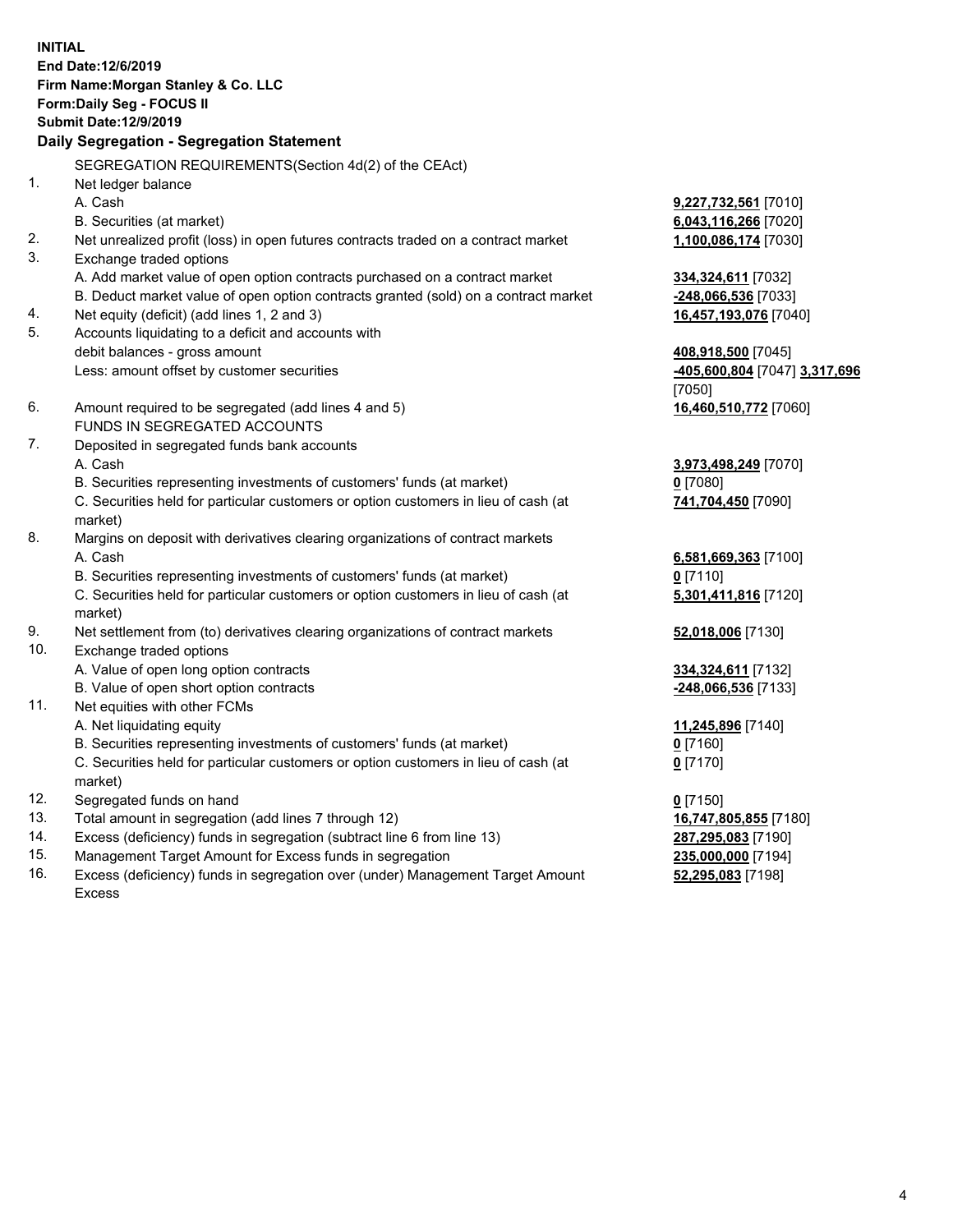**INITIAL**
**End Date:12/6/2019**
**Firm Name:Morgan Stanley & Co. LLC**
**Form:Daily Seg - FOCUS II**
**Submit Date:12/9/2019**

### Daily Segregation - Segregation Statement

| | | |
|---|---|---|
| | SEGREGATION REQUIREMENTS(Section 4d(2) of the CEAct) | |
| 1. | Net ledger balance | |
| | A. Cash | **9,227,732,561** [7010] |
| | B. Securities (at market) | **6,043,116,266** [7020] |
| 2. | Net unrealized profit (loss) in open futures contracts traded on a contract market | **1,100,086,174** [7030] |
| 3. | Exchange traded options | |
| | A. Add market value of open option contracts purchased on a contract market | **334,324,611** [7032] |
| | B. Deduct market value of open option contracts granted (sold) on a contract market | **-248,066,536** [7033] |
| 4. | Net equity (deficit) (add lines 1, 2 and 3) | **16,457,193,076** [7040] |
| 5. | Accounts liquidating to a deficit and accounts with debit balances - gross amount | **408,918,500** [7045] |
| | Less: amount offset by customer securities | **-405,600,804** [7047] **3,317,696** [7050] |
| 6. | Amount required to be segregated (add lines 4 and 5) | **16,460,510,772** [7060] |
| | FUNDS IN SEGREGATED ACCOUNTS | |
| 7. | Deposited in segregated funds bank accounts | |
| | A. Cash | **3,973,498,249** [7070] |
| | B. Securities representing investments of customers' funds (at market) | **0** [7080] |
| | C. Securities held for particular customers or option customers in lieu of cash (at market) | **741,704,450** [7090] |
| 8. | Margins on deposit with derivatives clearing organizations of contract markets | |
| | A. Cash | **6,581,669,363** [7100] |
| | B. Securities representing investments of customers' funds (at market) | **0** [7110] |
| | C. Securities held for particular customers or option customers in lieu of cash (at market) | **5,301,411,816** [7120] |
| 9. | Net settlement from (to) derivatives clearing organizations of contract markets | **52,018,006** [7130] |
| 10. | Exchange traded options | |
| | A. Value of open long option contracts | **334,324,611** [7132] |
| | B. Value of open short option contracts | **-248,066,536** [7133] |
| 11. | Net equities with other FCMs | |
| | A. Net liquidating equity | **11,245,896** [7140] |
| | B. Securities representing investments of customers' funds (at market) | **0** [7160] |
| | C. Securities held for particular customers or option customers in lieu of cash (at market) | **0** [7170] |
| 12. | Segregated funds on hand | **0** [7150] |
| 13. | Total amount in segregation (add lines 7 through 12) | **16,747,805,855** [7180] |
| 14. | Excess (deficiency) funds in segregation (subtract line 6 from line 13) | **287,295,083** [7190] |
| 15. | Management Target Amount for Excess funds in segregation | **235,000,000** [7194] |
| 16. | Excess (deficiency) funds in segregation over (under) Management Target Amount Excess | **52,295,083** [7198] |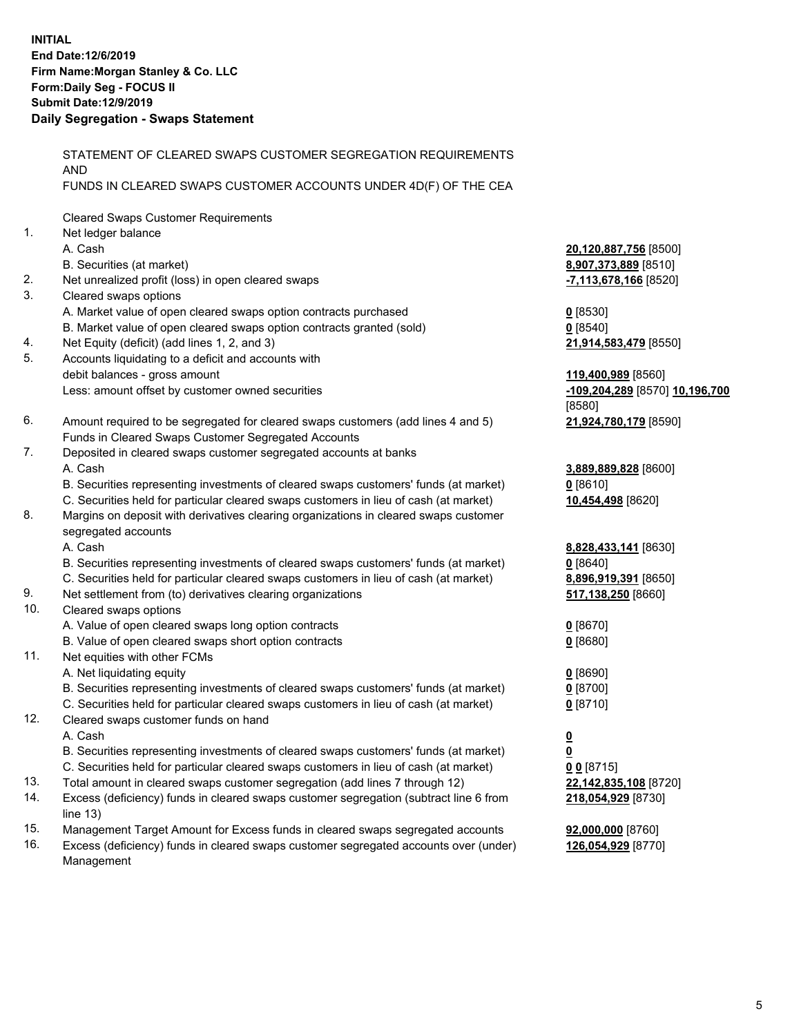**INITIAL**
**End Date:12/6/2019**
**Firm Name:Morgan Stanley & Co. LLC**
**Form:Daily Seg - FOCUS II**
**Submit Date:12/9/2019**
**Daily Segregation - Swaps Statement**

STATEMENT OF CLEARED SWAPS CUSTOMER SEGREGATION REQUIREMENTS AND FUNDS IN CLEARED SWAPS CUSTOMER ACCOUNTS UNDER 4D(F) OF THE CEA

| | | |
|---|---|---|
| | Cleared Swaps Customer Requirements | |
| 1. | Net ledger balance | |
| | A. Cash | **20,120,887,756** [8500] |
| | B. Securities (at market) | **8,907,373,889** [8510] |
| 2. | Net unrealized profit (loss) in open cleared swaps | **-7,113,678,166** [8520] |
| 3. | Cleared swaps options | |
| | A. Market value of open cleared swaps option contracts purchased | **0** [8530] |
| | B. Market value of open cleared swaps option contracts granted (sold) | **0** [8540] |
| 4. | Net Equity (deficit) (add lines 1, 2, and 3) | **21,914,583,479** [8550] |
| 5. | Accounts liquidating to a deficit and accounts with debit balances - gross amount | **119,400,989** [8560] |
| | Less: amount offset by customer owned securities | **-109,204,289** [8570] **10,196,700** [8580] |
| 6. | Amount required to be segregated for cleared swaps customers (add lines 4 and 5) | **21,924,780,179** [8590] |
| | Funds in Cleared Swaps Customer Segregated Accounts | |
| 7. | Deposited in cleared swaps customer segregated accounts at banks | |
| | A. Cash | **3,889,889,828** [8600] |
| | B. Securities representing investments of cleared swaps customers' funds (at market) | **0** [8610] |
| | C. Securities held for particular cleared swaps customers in lieu of cash (at market) | **10,454,498** [8620] |
| 8. | Margins on deposit with derivatives clearing organizations in cleared swaps customer segregated accounts | |
| | A. Cash | **8,828,433,141** [8630] |
| | B. Securities representing investments of cleared swaps customers' funds (at market) | **0** [8640] |
| | C. Securities held for particular cleared swaps customers in lieu of cash (at market) | **8,896,919,391** [8650] |
| 9. | Net settlement from (to) derivatives clearing organizations | **517,138,250** [8660] |
| 10. | Cleared swaps options | |
| | A. Value of open cleared swaps long option contracts | **0** [8670] |
| | B. Value of open cleared swaps short option contracts | **0** [8680] |
| 11. | Net equities with other FCMs | |
| | A. Net liquidating equity | **0** [8690] |
| | B. Securities representing investments of cleared swaps customers' funds (at market) | **0** [8700] |
| | C. Securities held for particular cleared swaps customers in lieu of cash (at market) | **0** [8710] |
| 12. | Cleared swaps customer funds on hand | |
| | A. Cash | **0** |
| | B. Securities representing investments of cleared swaps customers' funds (at market) | **0** |
| | C. Securities held for particular cleared swaps customers in lieu of cash (at market) | **0** **0** [8715] |
| 13. | Total amount in cleared swaps customer segregation (add lines 7 through 12) | **22,142,835,108** [8720] |
| 14. | Excess (deficiency) funds in cleared swaps customer segregation (subtract line 6 from line 13) | **218,054,929** [8730] |
| 15. | Management Target Amount for Excess funds in cleared swaps segregated accounts | **92,000,000** [8760] |
| 16. | Excess (deficiency) funds in cleared swaps customer segregated accounts over (under) Management | **126,054,929** [8770] |